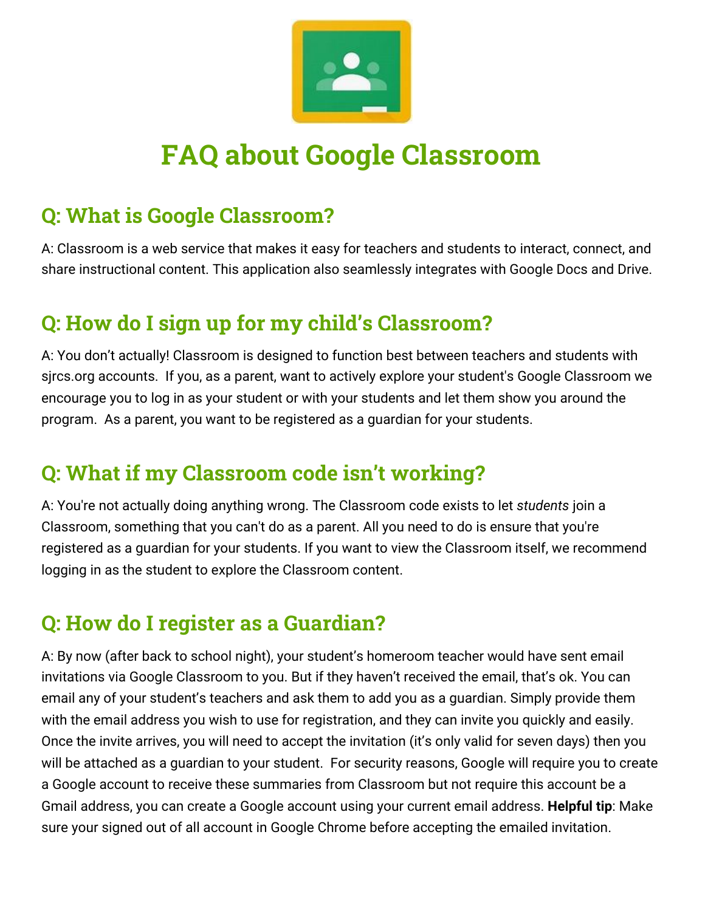# FAQ about Google Classroom

## Q: What is Google Classroom?

A: Classroom is a web service that makes it easy for teachers and students to interact, connect, and share instructional content. This application also seamlessly integrates with Google Docs and Drive.

## Q: How do I sign up for my child's Classroom?

A: You don't actually! Classroom is designed to function best between teachers and students with sjrcs.org accounts. If you, as a parent, want to actively explore your student's Google Classroom we encourage you to log in as your student or with your students and let them show you around the program. As a parent, you want to be registered as a guardian for your students.

## Q: What if my Classroom code isn't working?

A: You're not actually doing anything wrong. The Classroom code exists to let *students* join a Classroom, something that you can't do as a parent. All you need to do is ensure that you're registered as a guardian for your students. If you want to view the Classroom itself, we recommend logging in as the student to explore the Classroom content.

## Q: How do I register as a Guardian?

A: By now (after back to school night), your student's homeroom teacher would have sent email invitations via Google Classroom to you. But if they haven't received the email, that's ok. You can email any of your student's teachers and ask them to add you as a guardian. Simply provide them with the email address you wish to use for registration, and they can invite you quickly and easily. Once the invite arrives, you will need to accept the invitation (it's only valid for seven days) then you will be attached as a guardian to your student. For security reasons, Google will require you to create a Google account to receive these summaries from Classroom but not require this account be a Gmail address, you can create a Google account using your current email address. **Helpful tip**: Make sure your signed out of all account in Google Chrome before accepting the emailed invitation.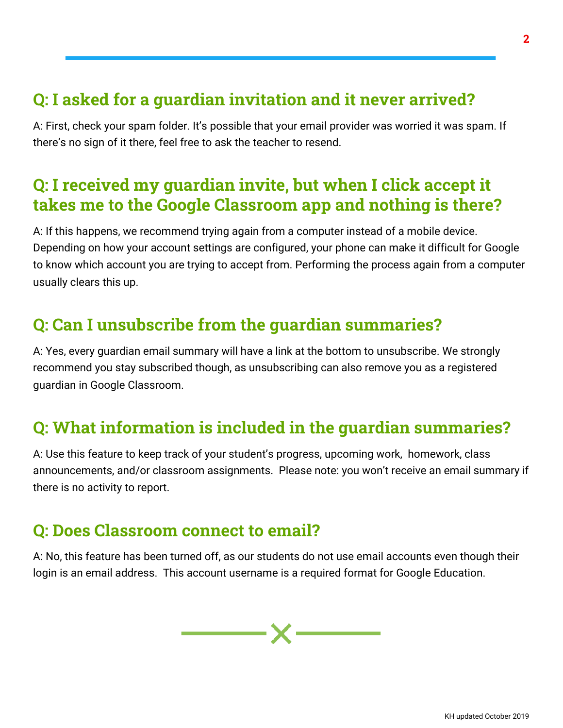## Q: I asked for a guardian invitation and it never arrived?

A: First, check your spam folder. It's possible that your email provider was worried it was spam. If there's no sign of it there, feel free to ask the teacher to resend.

## Q: I received my guardian invite, but when I click accept it takes me to the Google Classroom app and nothing is there?

A: If this happens, we recommend trying again from a computer instead of a mobile device. Depending on how your account settings are configured, your phone can make it difficult for Google to know which account you are trying to accept from. Performing the process again from a computer usually clears this up.

## Q: Can I unsubscribe from the guardian summaries?

A: Yes, every guardian email summary will have a link at the bottom to unsubscribe. We strongly recommend you stay subscribed though, as unsubscribing can also remove you as a registered guardian in Google Classroom.

## Q: What information is included in the guardian summaries?

A: Use this feature to keep track of your student's progress, upcoming work, homework, class announcements, and/or classroom assignments. Please note: you won't receive an email summary if there is no activity to report.

## Q: Does Classroom connect to email?

A: No, this feature has been turned off, as our students do not use email accounts even though their login is an email address. This account username is a required format for Google Education.

KH updated October 2019